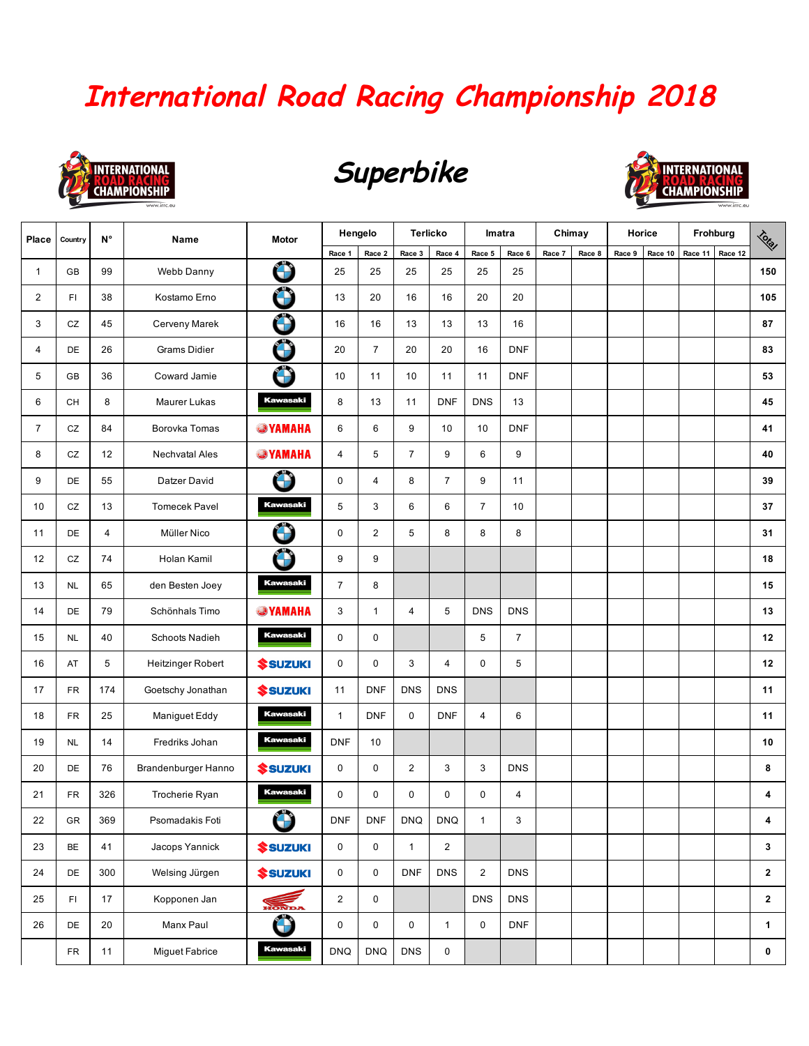// International Road Racing Championship 2018

# International Road Racing Championship 2018

## Superbike

| Place | Country | N° | Name | Motor | Hengelo | | Terlicko | | Imatra | | Chimay | | Horice | | Frohburg | | Total |
|---|---|---|---|---|---|---|---|---|---|---|---|---|---|---|---|---|---|
| | | | | | Race 1 | Race 2 | Race 3 | Race 4 | Race 5 | Race 6 | Race 7 | Race 8 | Race 9 | Race 10 | Race 11 | Race 12 | |
| 1 | GB | 99 | Webb Danny | BMW | 25 | 25 | 25 | 25 | 25 | 25 | | | | | | | 150 |
| 2 | FI | 38 | Kostamo Erno | BMW | 13 | 20 | 16 | 16 | 20 | 20 | | | | | | | 105 |
| 3 | CZ | 45 | Cerveny Marek | BMW | 16 | 16 | 13 | 13 | 13 | 16 | | | | | | | 87 |
| 4 | DE | 26 | Grams Didier | BMW | 20 | 7 | 20 | 20 | 16 | DNF | | | | | | | 83 |
| 5 | GB | 36 | Coward Jamie | BMW | 10 | 11 | 10 | 11 | 11 | DNF | | | | | | | 53 |
| 6 | CH | 8 | Maurer Lukas | Kawasaki | 8 | 13 | 11 | DNF | DNS | 13 | | | | | | | 45 |
| 7 | CZ | 84 | Borovka Tomas | YAMAHA | 6 | 6 | 9 | 10 | 10 | DNF | | | | | | | 41 |
| 8 | CZ | 12 | Nechvatal Ales | YAMAHA | 4 | 5 | 7 | 9 | 6 | 9 | | | | | | | 40 |
| 9 | DE | 55 | Datzer David | BMW | 0 | 4 | 8 | 7 | 9 | 11 | | | | | | | 39 |
| 10 | CZ | 13 | Tomecek Pavel | Kawasaki | 5 | 3 | 6 | 6 | 7 | 10 | | | | | | | 37 |
| 11 | DE | 4 | Müller Nico | BMW | 0 | 2 | 5 | 8 | 8 | 8 | | | | | | | 31 |
| 12 | CZ | 74 | Holan Kamil | BMW | 9 | 9 | | | | | | | | | | | 18 |
| 13 | NL | 65 | den Besten Joey | Kawasaki | 7 | 8 | | | | | | | | | | | 15 |
| 14 | DE | 79 | Schönhals Timo | YAMAHA | 3 | 1 | 4 | 5 | DNS | DNS | | | | | | | 13 |
| 15 | NL | 40 | Schoots Nadieh | Kawasaki | 0 | 0 | | | 5 | 7 | | | | | | | 12 |
| 16 | AT | 5 | Heitzinger Robert | SUZUKI | 0 | 0 | 3 | 4 | 0 | 5 | | | | | | | 12 |
| 17 | FR | 174 | Goetschy Jonathan | SUZUKI | 11 | DNF | DNS | DNS | | | | | | | | | 11 |
| 18 | FR | 25 | Maniguet Eddy | Kawasaki | 1 | DNF | 0 | DNF | 4 | 6 | | | | | | | 11 |
| 19 | NL | 14 | Fredriks Johan | Kawasaki | DNF | 10 | | | | | | | | | | | 10 |
| 20 | DE | 76 | Brandenburger Hanno | SUZUKI | 0 | 0 | 2 | 3 | 3 | DNS | | | | | | | 8 |
| 21 | FR | 326 | Trocherie Ryan | Kawasaki | 0 | 0 | 0 | 0 | 0 | 4 | | | | | | | 4 |
| 22 | GR | 369 | Psomadakis Foti | BMW | DNF | DNF | DNQ | DNQ | 1 | 3 | | | | | | | 4 |
| 23 | BE | 41 | Jacops Yannick | SUZUKI | 0 | 0 | 1 | 2 | | | | | | | | | 3 |
| 24 | DE | 300 | Welsing Jürgen | SUZUKI | 0 | 0 | DNF | DNS | 2 | DNS | | | | | | | 2 |
| 25 | FI | 17 | Kopponen Jan | HONDA | 2 | 0 | | | DNS | DNS | | | | | | | 2 |
| 26 | DE | 20 | Manx Paul | BMW | 0 | 0 | 0 | 1 | 0 | DNF | | | | | | | 1 |
| | FR | 11 | Miguet Fabrice | Kawasaki | DNQ | DNQ | DNS | 0 | | | | | | | | | 0 |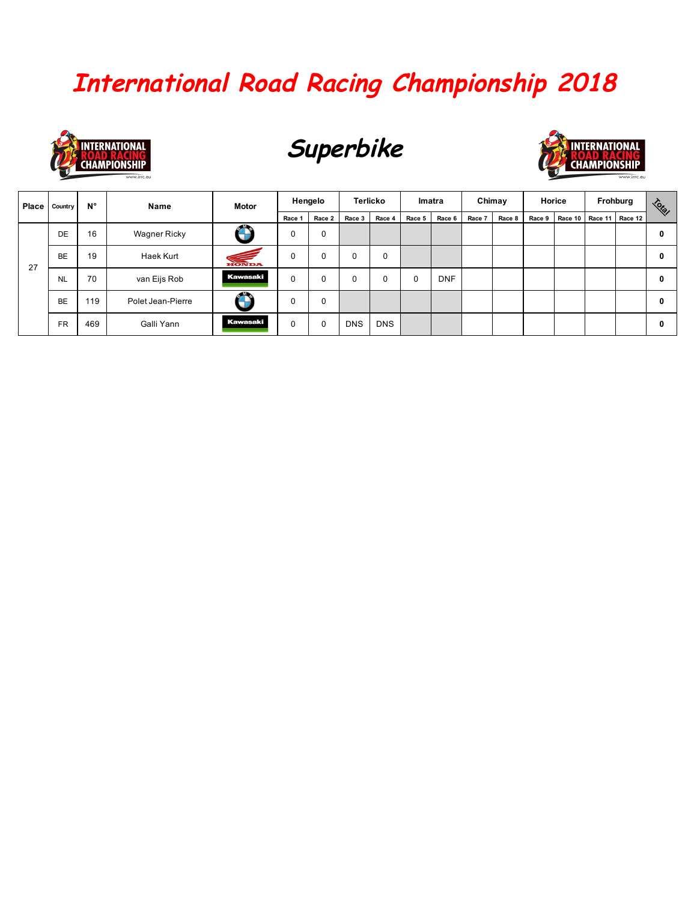# International Road Racing Championship 2018

## Superbike

| Place | Country | N° | Name | Motor | Hengelo | | Terlicko | | Imatra | | Chimay | | Horice | | Frohburg | | Total |
|---|---|---|---|---|---|---|---|---|---|---|---|---|---|---|---|---|---|
| | | | | | Race 1 | Race 2 | Race 3 | Race 4 | Race 5 | Race 6 | Race 7 | Race 8 | Race 9 | Race 10 | Race 11 | Race 12 | |
| 27 | DE | 16 | Wagner Ricky | BMW | 0 | 0 | | | | | | | | | | | **0** |
| | BE | 19 | Haek Kurt | HONDA | 0 | 0 | 0 | 0 | | | | | | | | | **0** |
| | NL | 70 | van Eijs Rob | Kawasaki | 0 | 0 | 0 | 0 | 0 | DNF | | | | | | | **0** |
| | BE | 119 | Polet Jean-Pierre | BMW | 0 | 0 | | | | | | | | | | | **0** |
| | FR | 469 | Galli Yann | Kawasaki | 0 | 0 | DNS | DNS | | | | | | | | | **0** |